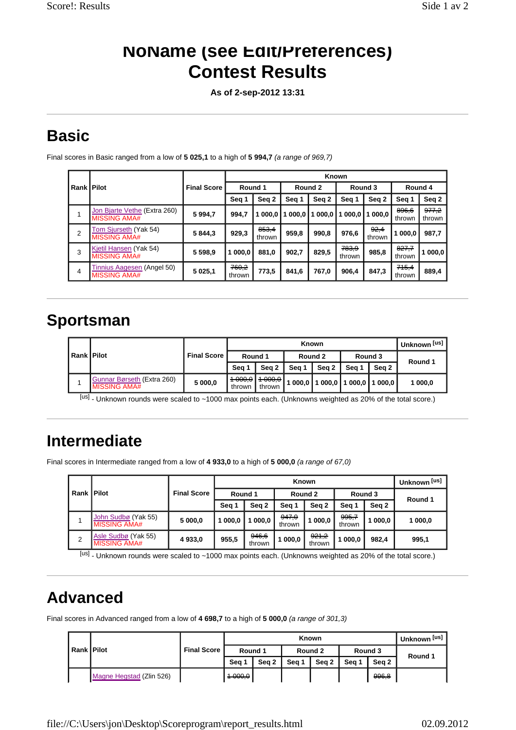# NoName (see Edit/Preferences) Contest Results

**As of 2-sep-2012 13:31**

## Basic

Final scores in Basic ranged from a low of **5 025,1** to a high of **5 994,7** *(a range of 969,7)*

| Rank | Pilot | Final Score | Known | | | | | | | |
|---|---|---|---|---|---|---|---|---|---|---|
| | | | Round 1 | | Round 2 | | Round 3 | | Round 4 | |
| | | | Seq 1 | Seq 2 | Seq 1 | Seq 2 | Seq 1 | Seq 2 | Seq 1 | Seq 2 |
| 1 | Jon Bjarte Vethe (Extra 260) MISSING AMA# | 5 994,7 | 994,7 | 1 000,0 | 1 000,0 | 1 000,0 | 1 000,0 | 1 000,0 | ~~896,6~~ thrown | ~~977,2~~ thrown |
| 2 | Tom Sjurseth (Yak 54) MISSING AMA# | 5 844,3 | 929,3 | ~~853,4~~ thrown | 959,8 | 990,8 | 976,6 | ~~92,4~~ thrown | 1 000,0 | 987,7 |
| 3 | Kjetil Hansen (Yak 54) MISSING AMA# | 5 598,9 | 1 000,0 | 881,0 | 902,7 | 829,5 | ~~783,9~~ thrown | 985,8 | ~~827,7~~ thrown | 1 000,0 |
| 4 | Tinnius Aagesen (Angel 50) MISSING AMA# | 5 025,1 | ~~760,2~~ thrown | 773,5 | 841,6 | 767,0 | 906,4 | 847,3 | ~~715,4~~ thrown | 889,4 |

## Sportsman

| Rank | Pilot | Final Score | Known | | | | | | Unknown [us] |
|---|---|---|---|---|---|---|---|---|---|
| | | | Round 1 | | Round 2 | | Round 3 | | Round 1 |
| | | | Seq 1 | Seq 2 | Seq 1 | Seq 2 | Seq 1 | Seq 2 | |
| 1 | Gunnar Børseth (Extra 260) MISSING AMA# | 5 000,0 | ~~1 000,0~~ thrown | ~~1 000,0~~ thrown | 1 000,0 | 1 000,0 | 1 000,0 | 1 000,0 | 1 000,0 |

[us] - Unknown rounds were scaled to ~1000 max points each. (Unknowns weighted as 20% of the total score.)

## Intermediate

Final scores in Intermediate ranged from a low of **4 933,0** to a high of **5 000,0** *(a range of 67,0)*

| Rank | Pilot | Final Score | Known | | | | | | Unknown [us] |
|---|---|---|---|---|---|---|---|---|---|
| | | | Round 1 | | Round 2 | | Round 3 | | Round 1 |
| | | | Seq 1 | Seq 2 | Seq 1 | Seq 2 | Seq 1 | Seq 2 | |
| 1 | John Sudbø (Yak 55) MISSING AMA# | 5 000,0 | 1 000,0 | 1 000,0 | ~~947,0~~ thrown | 1 000,0 | ~~995,7~~ thrown | 1 000,0 | 1 000,0 |
| 2 | Asle Sudbø (Yak 55) MISSING AMA# | 4 933,0 | 955,5 | ~~946,6~~ thrown | 1 000,0 | ~~921,2~~ thrown | 1 000,0 | 982,4 | 995,1 |

[us] - Unknown rounds were scaled to ~1000 max points each. (Unknowns weighted as 20% of the total score.)

## Advanced

Final scores in Advanced ranged from a low of **4 698,7** to a high of **5 000,0** *(a range of 301,3)*

| Rank | Pilot | Final Score | Known | | | | | | Unknown [us] |
|---|---|---|---|---|---|---|---|---|---|
| | | | Round 1 | | Round 2 | | Round 3 | | Round 1 |
| | | | Seq 1 | Seq 2 | Seq 1 | Seq 2 | Seq 1 | Seq 2 | |
| | Magne Hegstad (Zlin 526) | | ~~1 000,0~~ | | | | | ~~996,8~~ | |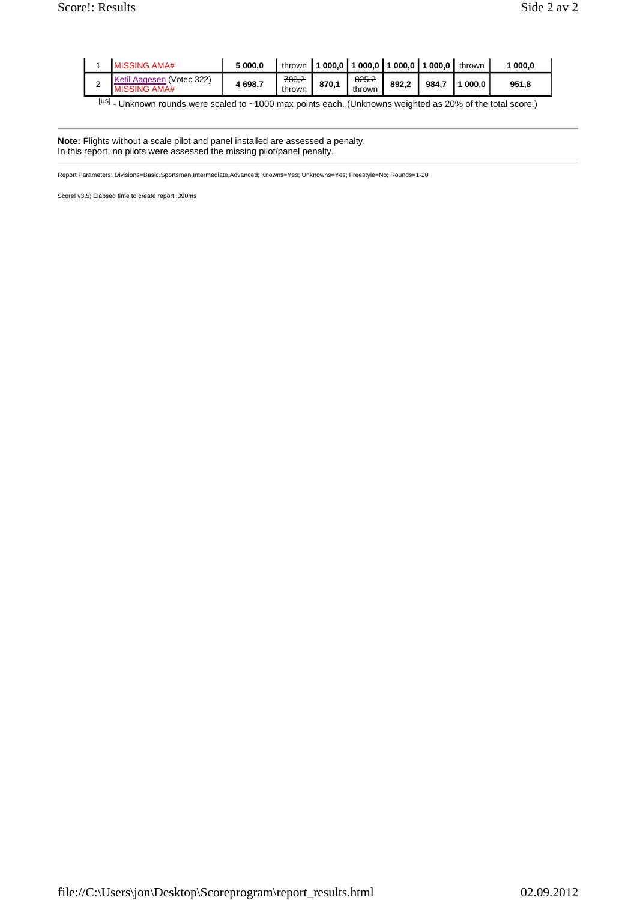| | | | | | | | | | |
|---|---|---|---|---|---|---|---|---|---|
| 1 | MISSING AMA# | 5 000,0 | thrown | 1 000,0 | 1 000,0 | 1 000,0 | 1 000,0 | thrown | 1 000,0 |
| 2 | Ketil Aagesen (Votec 322) MISSING AMA# | 4 698,7 | ~~783,2~~ thrown | 870,1 | ~~825,2~~ thrown | 892,2 | 984,7 | 1 000,0 | 951,8 |

[us] - Unknown rounds were scaled to ~1000 max points each. (Unknowns weighted as 20% of the total score.)

---

**Note:** Flights without a scale pilot and panel installed are assessed a penalty.
In this report, no pilots were assessed the missing pilot/panel penalty.

---

Report Parameters: Divisions=Basic,Sportsman,Intermediate,Advanced; Knowns=Yes; Unknowns=Yes; Freestyle=No; Rounds=1-20

Score! v3.5; Elapsed time to create report: 390ms